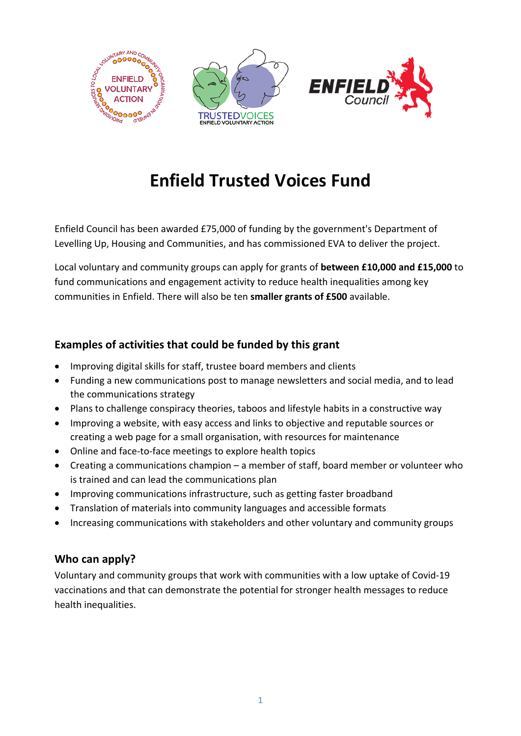# Enfield Trusted Voices Fund

Enfield Council has been awarded £75,000 of funding by the government's Department of Levelling Up, Housing and Communities, and has commissioned EVA to deliver the project.

Local voluntary and community groups can apply for grants of **between £10,000 and £15,000** to fund communications and engagement activity to reduce health inequalities among key communities in Enfield. There will also be ten **smaller grants of £500** available.

## Examples of activities that could be funded by this grant

- Improving digital skills for staff, trustee board members and clients
- Funding a new communications post to manage newsletters and social media, and to lead the communications strategy
- Plans to challenge conspiracy theories, taboos and lifestyle habits in a constructive way
- Improving a website, with easy access and links to objective and reputable sources or creating a web page for a small organisation, with resources for maintenance
- Online and face-to-face meetings to explore health topics
- Creating a communications champion – a member of staff, board member or volunteer who is trained and can lead the communications plan
- Improving communications infrastructure, such as getting faster broadband
- Translation of materials into community languages and accessible formats
- Increasing communications with stakeholders and other voluntary and community groups

## Who can apply?

Voluntary and community groups that work with communities with a low uptake of Covid-19 vaccinations and that can demonstrate the potential for stronger health messages to reduce health inequalities.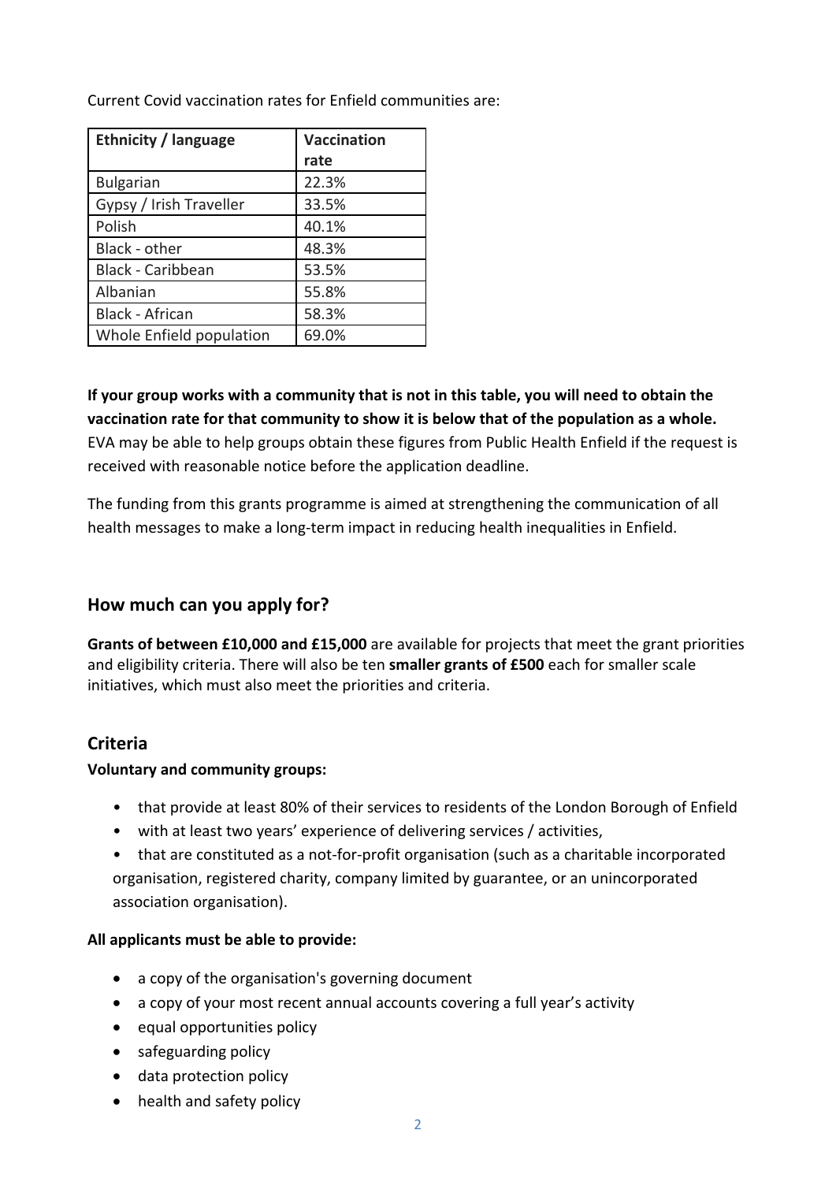Current Covid vaccination rates for Enfield communities are:

| Ethnicity / language | Vaccination rate |
|---|---|
| Bulgarian | 22.3% |
| Gypsy / Irish Traveller | 33.5% |
| Polish | 40.1% |
| Black - other | 48.3% |
| Black - Caribbean | 53.5% |
| Albanian | 55.8% |
| Black - African | 58.3% |
| Whole Enfield population | 69.0% |

**If your group works with a community that is not in this table, you will need to obtain the vaccination rate for that community to show it is below that of the population as a whole.** EVA may be able to help groups obtain these figures from Public Health Enfield if the request is received with reasonable notice before the application deadline.

The funding from this grants programme is aimed at strengthening the communication of all health messages to make a long-term impact in reducing health inequalities in Enfield.

## How much can you apply for?

**Grants of between £10,000 and £15,000** are available for projects that meet the grant priorities and eligibility criteria. There will also be ten **smaller grants of £500** each for smaller scale initiatives, which must also meet the priorities and criteria.

## Criteria

**Voluntary and community groups:**

- that provide at least 80% of their services to residents of the London Borough of Enfield
- with at least two years' experience of delivering services / activities,
- that are constituted as a not-for-profit organisation (such as a charitable incorporated organisation, registered charity, company limited by guarantee, or an unincorporated association organisation).

**All applicants must be able to provide:**

- a copy of the organisation's governing document
- a copy of your most recent annual accounts covering a full year's activity
- equal opportunities policy
- safeguarding policy
- data protection policy
- health and safety policy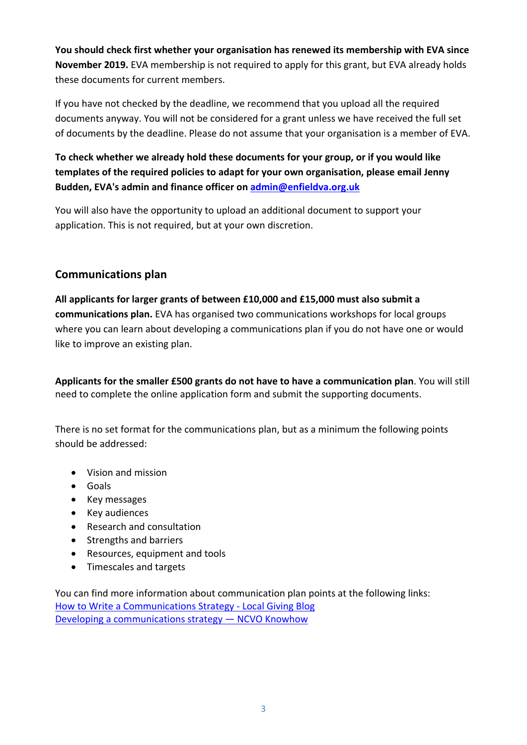**You should check first whether your organisation has renewed its membership with EVA since November 2019.** EVA membership is not required to apply for this grant, but EVA already holds these documents for current members.

If you have not checked by the deadline, we recommend that you upload all the required documents anyway. You will not be considered for a grant unless we have received the full set of documents by the deadline. Please do not assume that your organisation is a member of EVA.

**To check whether we already hold these documents for your group, or if you would like templates of the required policies to adapt for your own organisation, please email Jenny Budden, EVA's admin and finance officer on [admin@enfieldva.org.uk](mailto:admin@enfieldva.org.uk)**

You will also have the opportunity to upload an additional document to support your application. This is not required, but at your own discretion.

## Communications plan

**All applicants for larger grants of between £10,000 and £15,000 must also submit a communications plan.** EVA has organised two communications workshops for local groups where you can learn about developing a communications plan if you do not have one or would like to improve an existing plan.

**Applicants for the smaller £500 grants do not have to have a communication plan**. You will still need to complete the online application form and submit the supporting documents.

There is no set format for the communications plan, but as a minimum the following points should be addressed:

- Vision and mission
- Goals
- Key messages
- Key audiences
- Research and consultation
- Strengths and barriers
- Resources, equipment and tools
- Timescales and targets

You can find more information about communication plan points at the following links:
How to Write a Communications Strategy - Local Giving Blog
Developing a communications strategy — NCVO Knowhow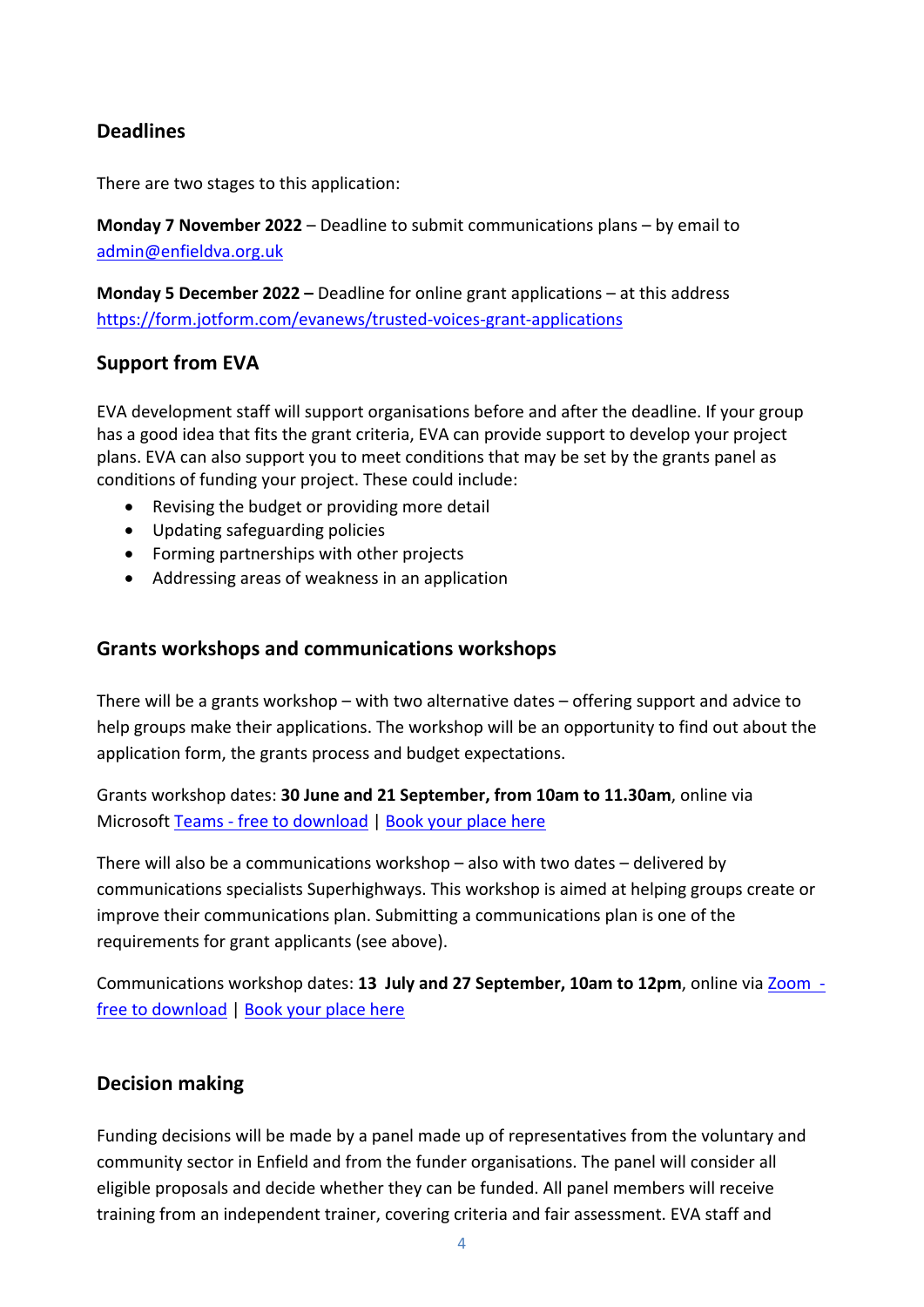## Deadlines

There are two stages to this application:

**Monday 7 November 2022** – Deadline to submit communications plans – by email to [admin@enfieldva.org.uk](mailto:admin@enfieldva.org.uk)

**Monday 5 December 2022 –** Deadline for online grant applications – at this address [https://form.jotform.com/evanews/trusted-voices-grant-applications](https://form.jotform.com/evanews/trusted-voices-grant-applications)

## Support from EVA

EVA development staff will support organisations before and after the deadline. If your group has a good idea that fits the grant criteria, EVA can provide support to develop your project plans. EVA can also support you to meet conditions that may be set by the grants panel as conditions of funding your project. These could include:

- Revising the budget or providing more detail
- Updating safeguarding policies
- Forming partnerships with other projects
- Addressing areas of weakness in an application

## Grants workshops and communications workshops

There will be a grants workshop – with two alternative dates – offering support and advice to help groups make their applications. The workshop will be an opportunity to find out about the application form, the grants process and budget expectations.

Grants workshop dates: **30 June and 21 September, from 10am to 11.30am**, online via Microsoft Teams - free to download | Book your place here

There will also be a communications workshop – also with two dates – delivered by communications specialists Superhighways. This workshop is aimed at helping groups create or improve their communications plan. Submitting a communications plan is one of the requirements for grant applicants (see above).

Communications workshop dates: **13 July and 27 September, 10am to 12pm**, online via Zoom - free to download | Book your place here

## Decision making

Funding decisions will be made by a panel made up of representatives from the voluntary and community sector in Enfield and from the funder organisations. The panel will consider all eligible proposals and decide whether they can be funded. All panel members will receive training from an independent trainer, covering criteria and fair assessment. EVA staff and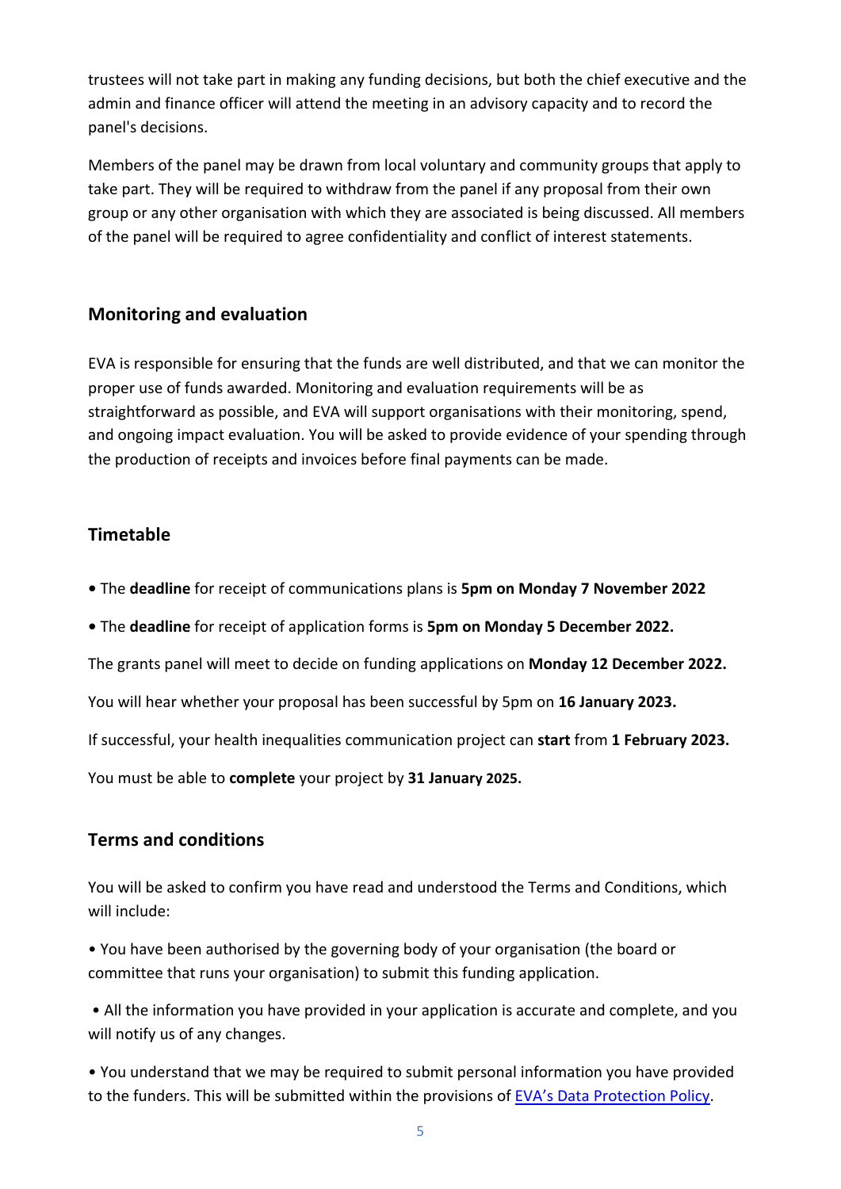trustees will not take part in making any funding decisions, but both the chief executive and the admin and finance officer will attend the meeting in an advisory capacity and to record the panel's decisions.

Members of the panel may be drawn from local voluntary and community groups that apply to take part. They will be required to withdraw from the panel if any proposal from their own group or any other organisation with which they are associated is being discussed. All members of the panel will be required to agree confidentiality and conflict of interest statements.

## Monitoring and evaluation

EVA is responsible for ensuring that the funds are well distributed, and that we can monitor the proper use of funds awarded. Monitoring and evaluation requirements will be as straightforward as possible, and EVA will support organisations with their monitoring, spend, and ongoing impact evaluation. You will be asked to provide evidence of your spending through the production of receipts and invoices before final payments can be made.

## Timetable

- The **deadline** for receipt of communications plans is **5pm on Monday 7 November 2022**
- The **deadline** for receipt of application forms is **5pm on Monday 5 December 2022.**

The grants panel will meet to decide on funding applications on **Monday 12 December 2022.**

You will hear whether your proposal has been successful by 5pm on **16 January 2023.**

If successful, your health inequalities communication project can **start** from **1 February 2023.**

You must be able to **complete** your project by **31 January 2025.**

## Terms and conditions

You will be asked to confirm you have read and understood the Terms and Conditions, which will include:

- You have been authorised by the governing body of your organisation (the board or committee that runs your organisation) to submit this funding application.
- All the information you have provided in your application is accurate and complete, and you will notify us of any changes.
- You understand that we may be required to submit personal information you have provided to the funders. This will be submitted within the provisions of EVA's Data Protection Policy.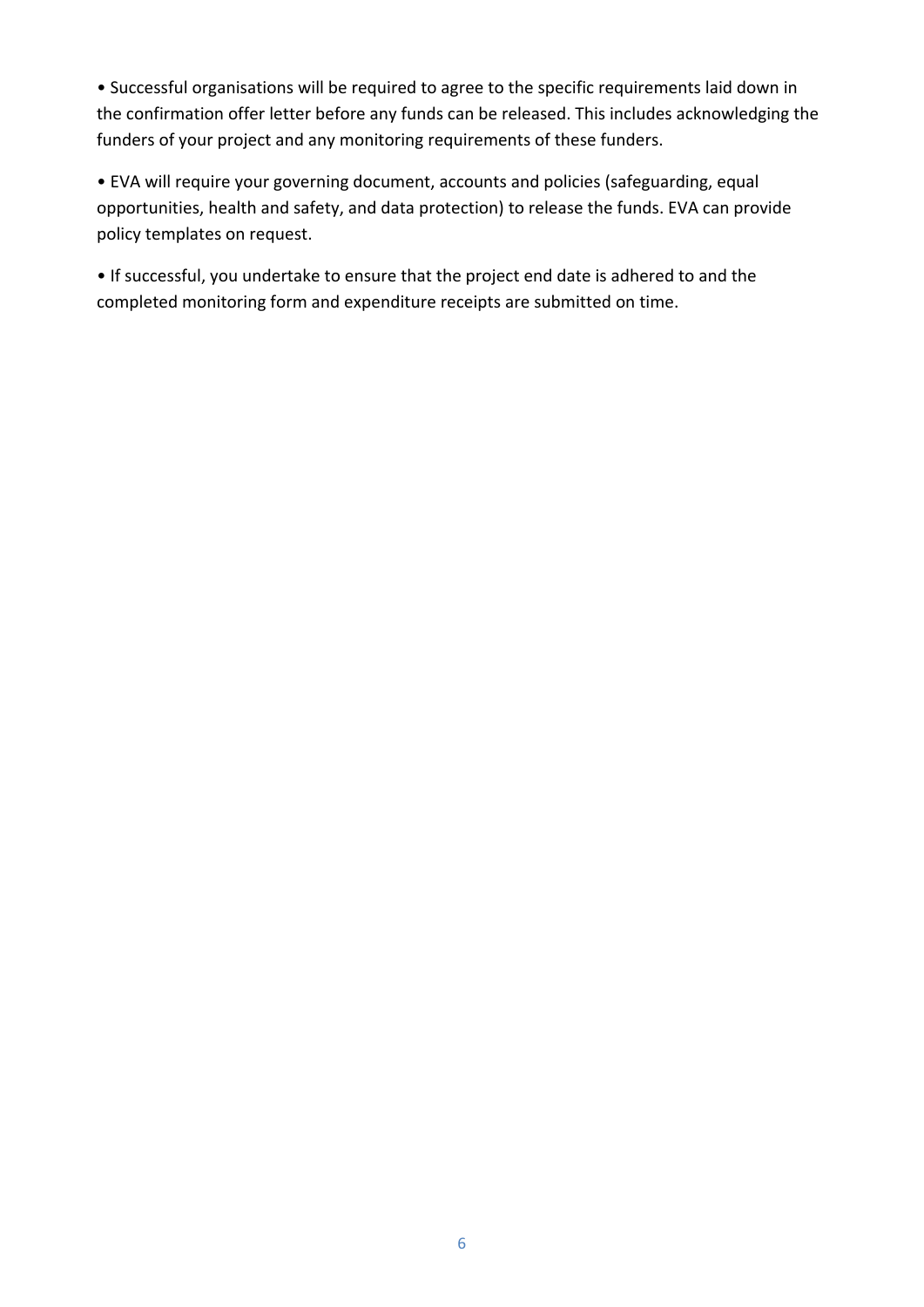- Successful organisations will be required to agree to the specific requirements laid down in the confirmation offer letter before any funds can be released. This includes acknowledging the funders of your project and any monitoring requirements of these funders.

- EVA will require your governing document, accounts and policies (safeguarding, equal opportunities, health and safety, and data protection) to release the funds. EVA can provide policy templates on request.

- If successful, you undertake to ensure that the project end date is adhered to and the completed monitoring form and expenditure receipts are submitted on time.